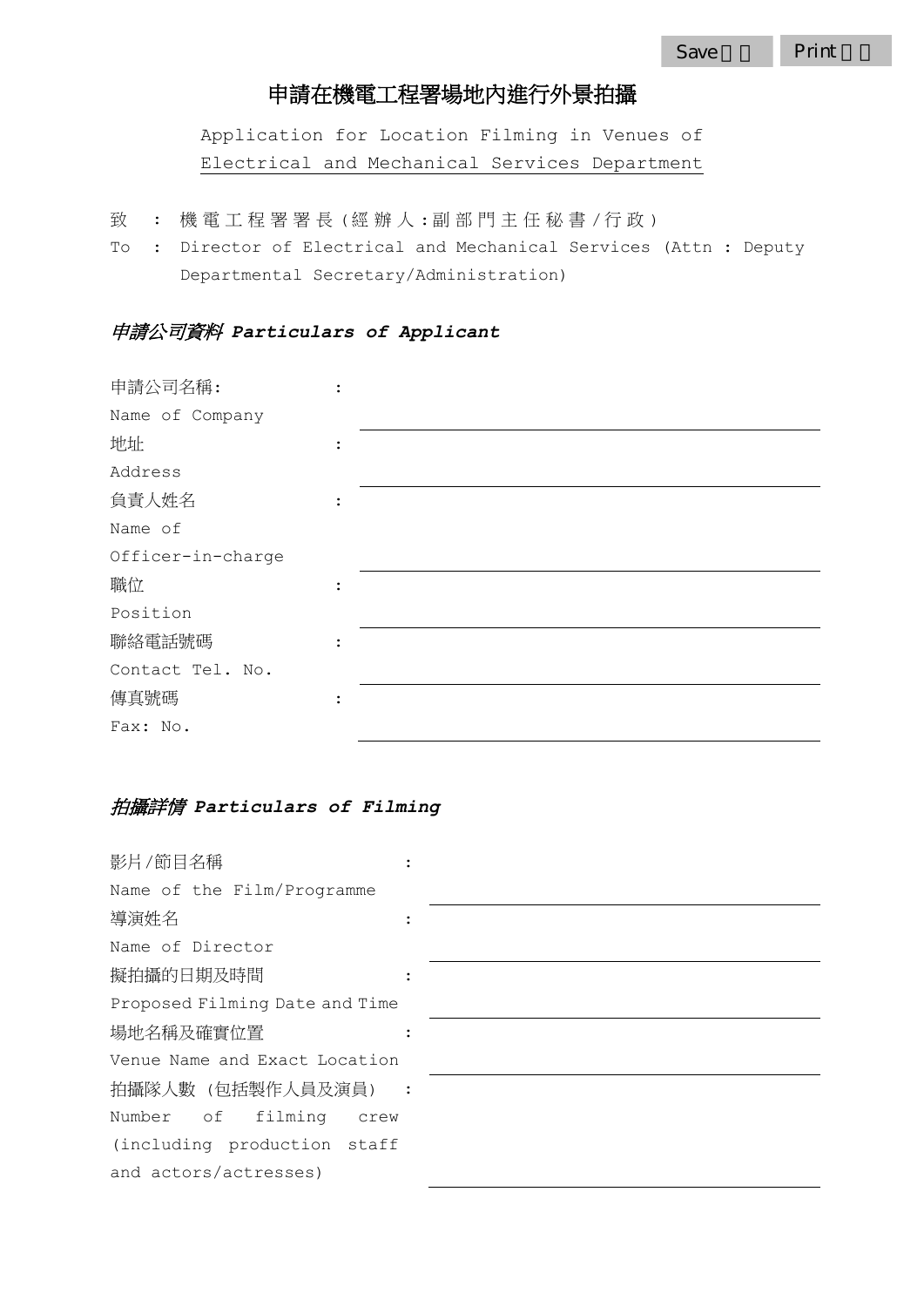Save Print

# 申請在機電工程署場地內進行外景拍攝

Application for Location Filming in Venues of Electrical and Mechanical Services Department

致 : 機電工程署署長(經辦人:副部門主任秘書/行政)

To : Director of Electrical and Mechanical Services (Attn : Deputy Departmental Secretary/Administration)

## *申請公司資料 Particulars of Applicant*

申請公司名稱: :
Name of Company
______________________________

地址 :
Address
______________________________

負責人姓名 :
Name of Officer-in-charge
______________________________

職位 :
Position
______________________________

聯絡電話號碼 :
Contact Tel. No.
______________________________

傳真號碼 :
Fax: No.
______________________________

## *拍攝詳情 Particulars of Filming*

影片/節目名稱 :
Name of the Film/Programme
______________________________

導演姓名 :
Name of Director
______________________________

擬拍攝的日期及時間 :
Proposed Filming Date and Time
______________________________

場地名稱及確實位置 :
Venue Name and Exact Location
______________________________

拍攝隊人數 (包括製作人員及演員) :
Number of filming crew (including production staff and actors/actresses)
______________________________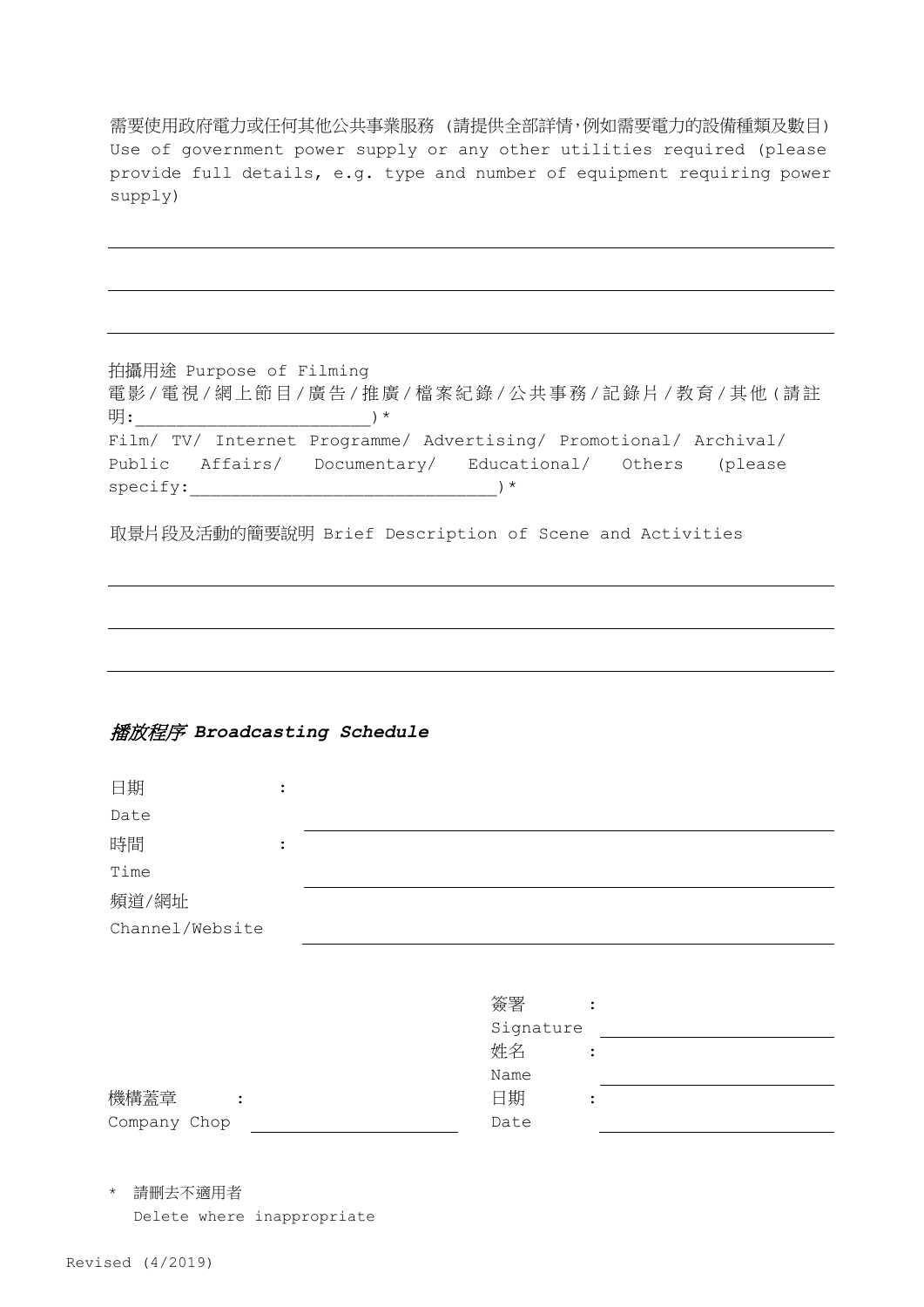需要使用政府電力或任何其他公共事業服務 (請提供全部詳情,例如需要電力的設備種類及數目)
Use of government power supply or any other utilities required (please provide full details, e.g. type and number of equipment requiring power supply)

______________________________________________________________________

______________________________________________________________________

______________________________________________________________________

拍攝用途 Purpose of Filming
電影/電視/網上節目/廣告/推廣/檔案紀錄/公共事務/記錄片/教育/其他(請註明:______________________)*
Film/ TV/ Internet Programme/ Advertising/ Promotional/ Archival/ Public Affairs/ Documentary/ Educational/ Others (please specify:____________________________)*

取景片段及活動的簡要說明 Brief Description of Scene and Activities

______________________________________________________________________

______________________________________________________________________

______________________________________________________________________

## *播放程序 Broadcasting Schedule*

日期 Date : ______________________________________________

時間 Time : ______________________________________________

頻道/網址 Channel/Website ______________________________________________

簽署 Signature : ______________________

姓名 Name : ______________________

機構蓋章 Company Chop : ______________________ 日期 Date : ______________________

\* 請刪去不適用者
Delete where inappropriate

Revised (4/2019)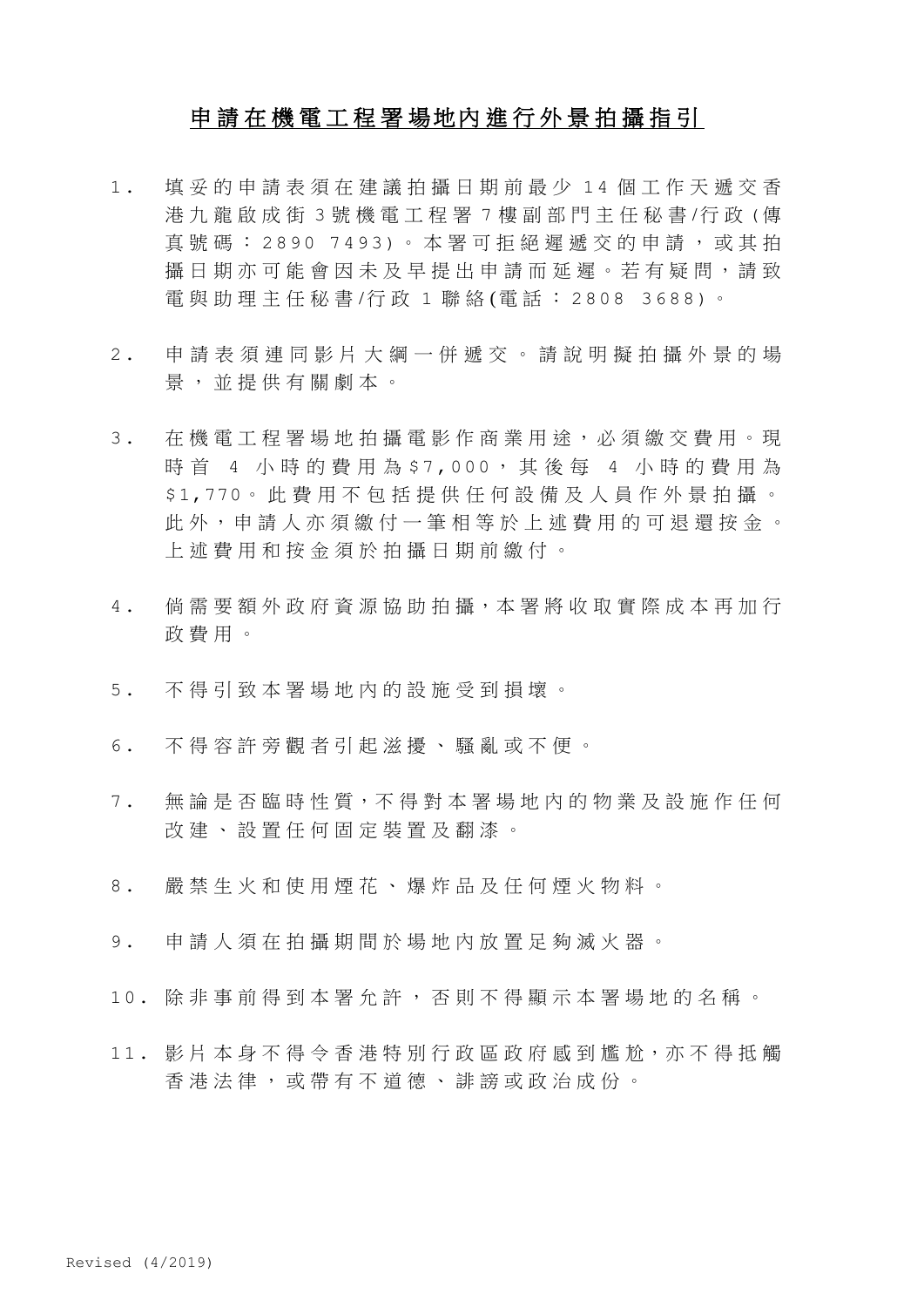# 申請在機電工程署場地內進行外景拍攝指引

1. 填妥的申請表須在建議拍攝日期前最少 14 個工作天遞交香港九龍啟成街 3 號機電工程署 7 樓副部門主任秘書/行政(傳真號碼：2890 7493)。本署可拒絕遲遞交的申請，或其拍攝日期亦可能會因未及早提出申請而延遲。若有疑問，請致電與助理主任秘書/行政 1 聯絡(電話：2808 3688)。

2. 申請表須連同影片大綱一併遞交。請說明擬拍攝外景的場景，並提供有關劇本。

3. 在機電工程署場地拍攝電影作商業用途，必須繳交費用。現時首 4 小時的費用為$7,000，其後每 4 小時的費用為$1,770。此費用不包括提供任何設備及人員作外景拍攝。此外，申請人亦須繳付一筆相等於上述費用的可退還按金。上述費用和按金須於拍攝日期前繳付。

4. 倘需要額外政府資源協助拍攝，本署將收取實際成本再加行政費用。

5. 不得引致本署場地內的設施受到損壞。

6. 不得容許旁觀者引起滋擾、騷亂或不便。

7. 無論是否臨時性質，不得對本署場地內的物業及設施作任何改建、設置任何固定裝置及翻漆。

8. 嚴禁生火和使用煙花、爆炸品及任何煙火物料。

9. 申請人須在拍攝期間於場地內放置足夠滅火器。

10. 除非事前得到本署允許，否則不得顯示本署場地的名稱。

11. 影片本身不得令香港特別行政區政府感到尷尬，亦不得抵觸香港法律，或帶有不道德、誹謗或政治成份。

Revised (4/2019)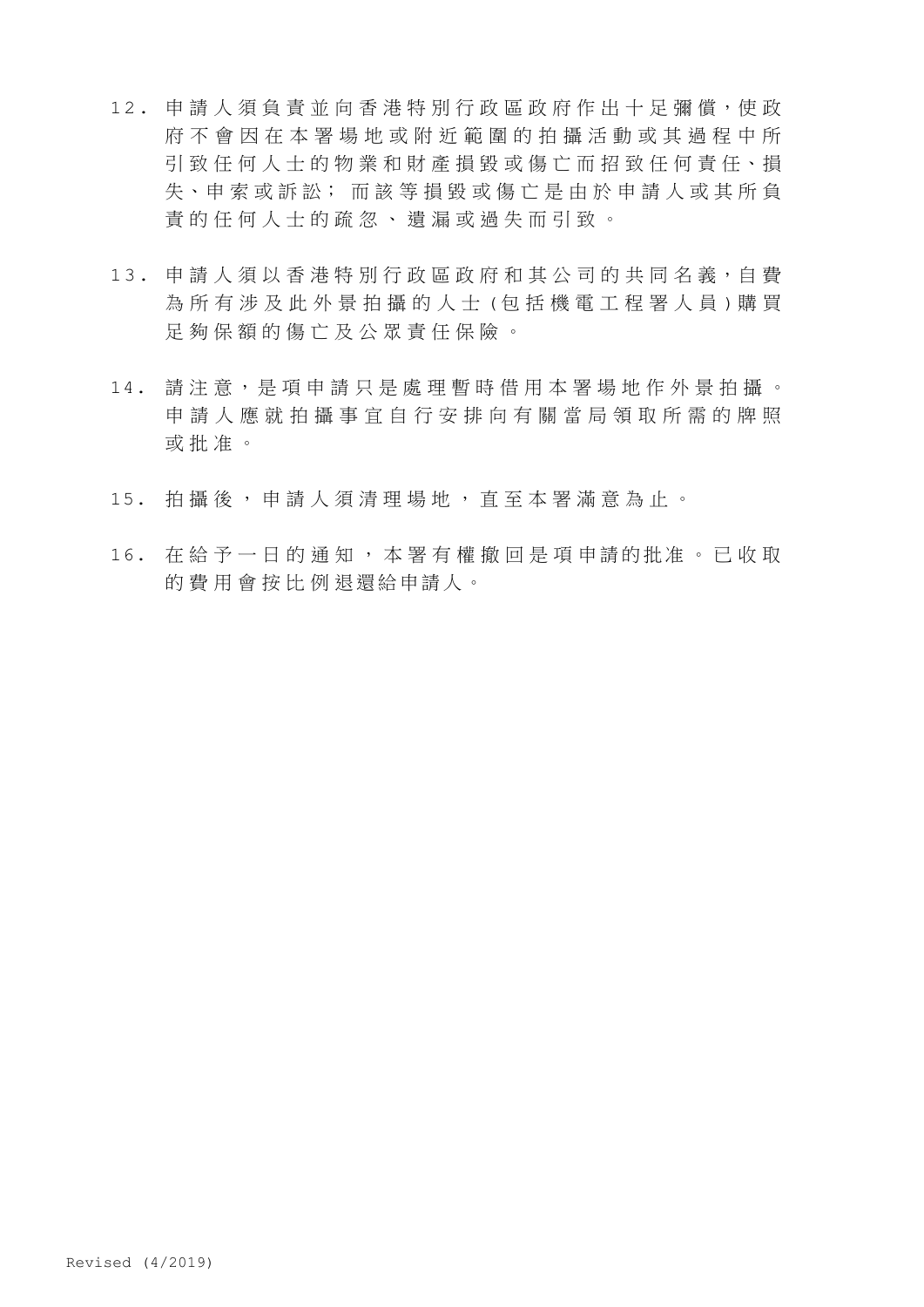12. 申請人須負責並向香港特別行政區政府作出十足彌償，使政府不會因在本署場地或附近範圍的拍攝活動或其過程中所引致任何人士的物業和財產損毀或傷亡而招致任何責任、損失、申索或訴訟；而該等損毀或傷亡是由於申請人或其所負責的任何人士的疏忽、遺漏或過失而引致。

13. 申請人須以香港特別行政區政府和其公司的共同名義，自費為所有涉及此外景拍攝的人士(包括機電工程署人員)購買足夠保額的傷亡及公眾責任保險。

14. 請注意，是項申請只是處理暫時借用本署場地作外景拍攝。申請人應就拍攝事宜自行安排向有關當局領取所需的牌照或批准。

15. 拍攝後，申請人須清理場地，直至本署滿意為止。

16. 在給予一日的通知，本署有權撤回是項申請的批准。已收取的費用會按比例退還給申請人。

Revised (4/2019)